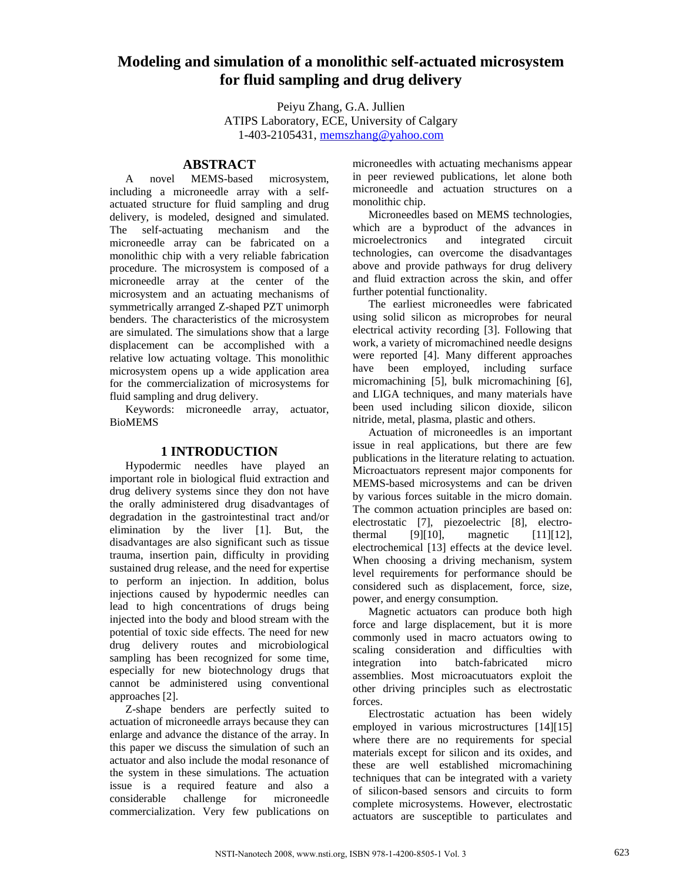# Modeling and simulation of a monolithic self-actuated microsystem for fluid sampling and drug delivery

Peiyu Zhang, G.A. Jullien
ATIPS Laboratory, ECE, University of Calgary
1-403-2105431, memszhang@yahoo.com

## ABSTRACT

A novel MEMS-based microsystem, including a microneedle array with a self-actuated structure for fluid sampling and drug delivery, is modeled, designed and simulated. The self-actuating mechanism and the microneedle array can be fabricated on a monolithic chip with a very reliable fabrication procedure. The microsystem is composed of a microneedle array at the center of the microsystem and an actuating mechanisms of symmetrically arranged Z-shaped PZT unimorph benders. The characteristics of the microsystem are simulated. The simulations show that a large displacement can be accomplished with a relative low actuating voltage. This monolithic microsystem opens up a wide application area for the commercialization of microsystems for fluid sampling and drug delivery.

Keywords: microneedle array, actuator, BioMEMS

## 1 INTRODUCTION

Hypodermic needles have played an important role in biological fluid extraction and drug delivery systems since they don not have the orally administered drug disadvantages of degradation in the gastrointestinal tract and/or elimination by the liver [1]. But, the disadvantages are also significant such as tissue trauma, insertion pain, difficulty in providing sustained drug release, and the need for expertise to perform an injection. In addition, bolus injections caused by hypodermic needles can lead to high concentrations of drugs being injected into the body and blood stream with the potential of toxic side effects. The need for new drug delivery routes and microbiological sampling has been recognized for some time, especially for new biotechnology drugs that cannot be administered using conventional approaches [2].

Z-shape benders are perfectly suited to actuation of microneedle arrays because they can enlarge and advance the distance of the array. In this paper we discuss the simulation of such an actuator and also include the modal resonance of the system in these simulations. The actuation issue is a required feature and also a considerable challenge for microneedle commercialization. Very few publications on microneedles with actuating mechanisms appear in peer reviewed publications, let alone both microneedle and actuation structures on a monolithic chip.

Microneedles based on MEMS technologies, which are a byproduct of the advances in microelectronics and integrated circuit technologies, can overcome the disadvantages above and provide pathways for drug delivery and fluid extraction across the skin, and offer further potential functionality.

The earliest microneedles were fabricated using solid silicon as microprobes for neural electrical activity recording [3]. Following that work, a variety of micromachined needle designs were reported [4]. Many different approaches have been employed, including surface micromachining [5], bulk micromachining [6], and LIGA techniques, and many materials have been used including silicon dioxide, silicon nitride, metal, plasma, plastic and others.

Actuation of microneedles is an important issue in real applications, but there are few publications in the literature relating to actuation. Microactuators represent major components for MEMS-based microsystems and can be driven by various forces suitable in the micro domain. The common actuation principles are based on: electrostatic [7], piezoelectric [8], electro-thermal [9][10], magnetic [11][12], electrochemical [13] effects at the device level. When choosing a driving mechanism, system level requirements for performance should be considered such as displacement, force, size, power, and energy consumption.

Magnetic actuators can produce both high force and large displacement, but it is more commonly used in macro actuators owing to scaling consideration and difficulties with integration into batch-fabricated micro assemblies. Most microacutuators exploit the other driving principles such as electrostatic forces.

Electrostatic actuation has been widely employed in various microstructures [14][15] where there are no requirements for special materials except for silicon and its oxides, and these are well established micromachining techniques that can be integrated with a variety of silicon-based sensors and circuits to form complete microsystems. However, electrostatic actuators are susceptible to particulates and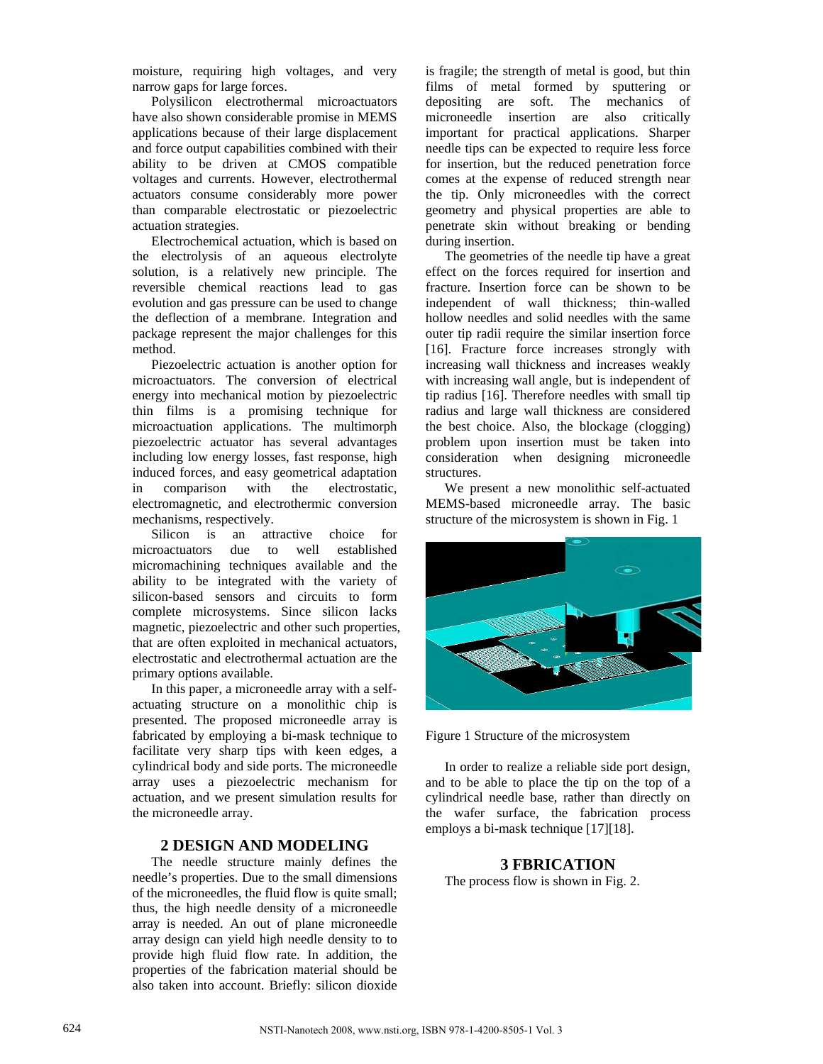moisture, requiring high voltages, and very narrow gaps for large forces.

Polysilicon electrothermal microactuators have also shown considerable promise in MEMS applications because of their large displacement and force output capabilities combined with their ability to be driven at CMOS compatible voltages and currents. However, electrothermal actuators consume considerably more power than comparable electrostatic or piezoelectric actuation strategies.

Electrochemical actuation, which is based on the electrolysis of an aqueous electrolyte solution, is a relatively new principle. The reversible chemical reactions lead to gas evolution and gas pressure can be used to change the deflection of a membrane. Integration and package represent the major challenges for this method.

Piezoelectric actuation is another option for microactuators. The conversion of electrical energy into mechanical motion by piezoelectric thin films is a promising technique for microactuation applications. The multimorph piezoelectric actuator has several advantages including low energy losses, fast response, high induced forces, and easy geometrical adaptation in comparison with the electrostatic, electromagnetic, and electrothermic conversion mechanisms, respectively.

Silicon is an attractive choice for microactuators due to well established micromachining techniques available and the ability to be integrated with the variety of silicon-based sensors and circuits to form complete microsystems. Since silicon lacks magnetic, piezoelectric and other such properties, that are often exploited in mechanical actuators, electrostatic and electrothermal actuation are the primary options available.

In this paper, a microneedle array with a self-actuating structure on a monolithic chip is presented. The proposed microneedle array is fabricated by employing a bi-mask technique to facilitate very sharp tips with keen edges, a cylindrical body and side ports. The microneedle array uses a piezoelectric mechanism for actuation, and we present simulation results for the microneedle array.

## 2 DESIGN AND MODELING

The needle structure mainly defines the needle's properties. Due to the small dimensions of the microneedles, the fluid flow is quite small; thus, the high needle density of a microneedle array is needed. An out of plane microneedle array design can yield high needle density to to provide high fluid flow rate. In addition, the properties of the fabrication material should be also taken into account. Briefly: silicon dioxide is fragile; the strength of metal is good, but thin films of metal formed by sputtering or depositing are soft. The mechanics of microneedle insertion are also critically important for practical applications. Sharper needle tips can be expected to require less force for insertion, but the reduced penetration force comes at the expense of reduced strength near the tip. Only microneedles with the correct geometry and physical properties are able to penetrate skin without breaking or bending during insertion.

The geometries of the needle tip have a great effect on the forces required for insertion and fracture. Insertion force can be shown to be independent of wall thickness; thin-walled hollow needles and solid needles with the same outer tip radii require the similar insertion force [16]. Fracture force increases strongly with increasing wall thickness and increases weakly with increasing wall angle, but is independent of tip radius [16]. Therefore needles with small tip radius and large wall thickness are considered the best choice. Also, the blockage (clogging) problem upon insertion must be taken into consideration when designing microneedle structures.

We present a new monolithic self-actuated MEMS-based microneedle array. The basic structure of the microsystem is shown in Fig. 1

Figure 1 Structure of the microsystem

In order to realize a reliable side port design, and to be able to place the tip on the top of a cylindrical needle base, rather than directly on the wafer surface, the fabrication process employs a bi-mask technique [17][18].

## 3 FBRICATION

The process flow is shown in Fig. 2.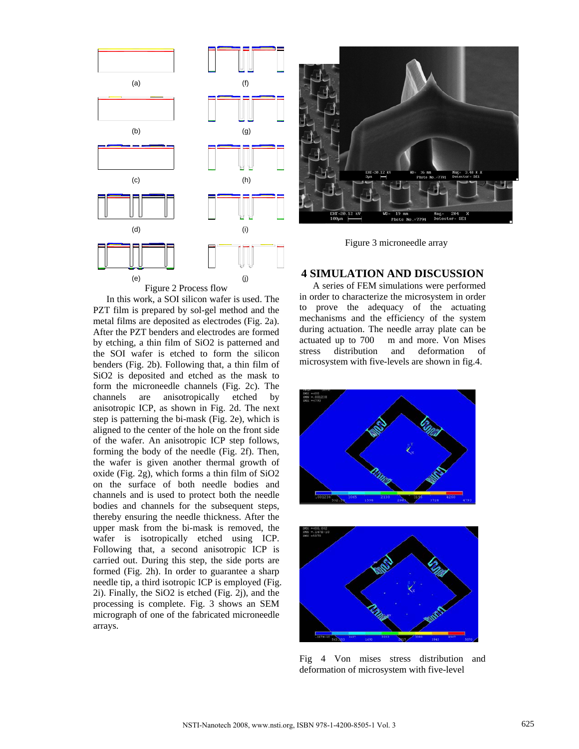(a) (b) (c) (d) (e) (f) (g) (h) (i) (j)

Figure 2 Process flow

In this work, a SOI silicon wafer is used. The PZT film is prepared by sol-gel method and the metal films are deposited as electrodes (Fig. 2a). After the PZT benders and electrodes are formed by etching, a thin film of $SiO_2$ is patterned and the SOI wafer is etched to form the silicon benders (Fig. 2b). Following that, a thin film of $SiO_2$ is deposited and etched as the mask to form the microneedle channels (Fig. 2c). The channels are anisotropically etched by anisotropic ICP, as shown in Fig. 2d. The next step is patterning the bi-mask (Fig. 2e), which is aligned to the center of the hole on the front side of the wafer. An anisotropic ICP step follows, forming the body of the needle (Fig. 2f). Then, the wafer is given another thermal growth of oxide (Fig. 2g), which forms a thin film of $SiO_2$ on the surface of both needle bodies and channels and is used to protect both the needle bodies and channels for the subsequent steps, thereby ensuring the needle thickness. After the upper mask from the bi-mask is removed, the wafer is isotropically etched using ICP. Following that, a second anisotropic ICP is carried out. During this step, the side ports are formed (Fig. 2h). In order to guarantee a sharp needle tip, a third isotropic ICP is employed (Fig. 2i). Finally, the $SiO_2$ is etched (Fig. 2j), and the processing is complete. Fig. 3 shows an SEM micrograph of one of the fabricated microneedle arrays.

Figure 3 microneedle array

## 4 SIMULATION AND DISCUSSION

A series of FEM simulations were performed in order to characterize the microsystem in order to prove the adequacy of the actuating mechanisms and the efficiency of the system during actuation. The needle array plate can be actuated up to 700 m and more. Von Mises stress distribution and deformation of microsystem with five-levels are shown in fig.4.

Fig 4 Von mises stress distribution and deformation of microsystem with five-level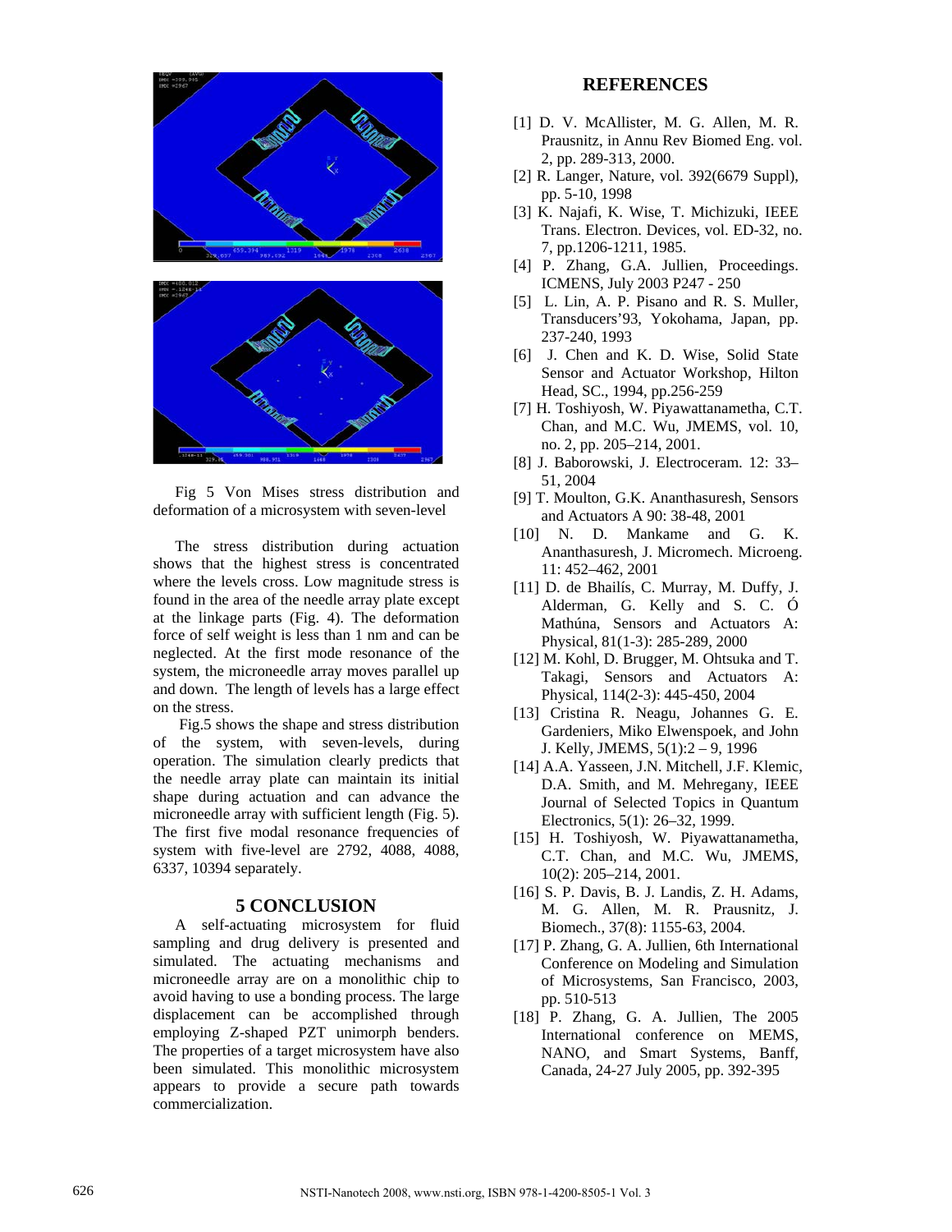Fig 5 Von Mises stress distribution and deformation of a microsystem with seven-level

The stress distribution during actuation shows that the highest stress is concentrated where the levels cross. Low magnitude stress is found in the area of the needle array plate except at the linkage parts (Fig. 4). The deformation force of self weight is less than 1 nm and can be neglected. At the first mode resonance of the system, the microneedle array moves parallel up and down. The length of levels has a large effect on the stress.

Fig.5 shows the shape and stress distribution of the system, with seven-levels, during operation. The simulation clearly predicts that the needle array plate can maintain its initial shape during actuation and can advance the microneedle array with sufficient length (Fig. 5). The first five modal resonance frequencies of system with five-level are 2792, 4088, 4088, 6337, 10394 separately.

## 5 CONCLUSION

A self-actuating microsystem for fluid sampling and drug delivery is presented and simulated. The actuating mechanisms and microneedle array are on a monolithic chip to avoid having to use a bonding process. The large displacement can be accomplished through employing Z-shaped PZT unimorph benders. The properties of a target microsystem have also been simulated. This monolithic microsystem appears to provide a secure path towards commercialization.

## REFERENCES

[1] D. V. McAllister, M. G. Allen, M. R. Prausnitz, in Annu Rev Biomed Eng. vol. 2, pp. 289-313, 2000.

[2] R. Langer, Nature, vol. 392(6679 Suppl), pp. 5-10, 1998

[3] K. Najafi, K. Wise, T. Michizuki, IEEE Trans. Electron. Devices, vol. ED-32, no. 7, pp.1206-1211, 1985.

[4] P. Zhang, G.A. Jullien, Proceedings. ICMENS, July 2003 P247 - 250

[5] L. Lin, A. P. Pisano and R. S. Muller, Transducers'93, Yokohama, Japan, pp. 237-240, 1993

[6] J. Chen and K. D. Wise, Solid State Sensor and Actuator Workshop, Hilton Head, SC., 1994, pp.256-259

[7] H. Toshiyosh, W. Piyawattanametha, C.T. Chan, and M.C. Wu, JMEMS, vol. 10, no. 2, pp. 205–214, 2001.

[8] J. Baborowski, J. Electroceram. 12: 33–51, 2004

[9] T. Moulton, G.K. Ananthasuresh, Sensors and Actuators A 90: 38-48, 2001

[10] N. D. Mankame and G. K. Ananthasuresh, J. Micromech. Microeng. 11: 452–462, 2001

[11] D. de Bhailís, C. Murray, M. Duffy, J. Alderman, G. Kelly and S. C. Ó Mathúna, Sensors and Actuators A: Physical, 81(1-3): 285-289, 2000

[12] M. Kohl, D. Brugger, M. Ohtsuka and T. Takagi, Sensors and Actuators A: Physical, 114(2-3): 445-450, 2004

[13] Cristina R. Neagu, Johannes G. E. Gardeniers, Miko Elwenspoek, and John J. Kelly, JMEMS, 5(1):2 – 9, 1996

[14] A.A. Yasseen, J.N. Mitchell, J.F. Klemic, D.A. Smith, and M. Mehregany, IEEE Journal of Selected Topics in Quantum Electronics, 5(1): 26–32, 1999.

[15] H. Toshiyosh, W. Piyawattanametha, C.T. Chan, and M.C. Wu, JMEMS, 10(2): 205–214, 2001.

[16] S. P. Davis, B. J. Landis, Z. H. Adams, M. G. Allen, M. R. Prausnitz, J. Biomech., 37(8): 1155-63, 2004.

[17] P. Zhang, G. A. Jullien, 6th International Conference on Modeling and Simulation of Microsystems, San Francisco, 2003, pp. 510-513

[18] P. Zhang, G. A. Jullien, The 2005 International conference on MEMS, NANO, and Smart Systems, Banff, Canada, 24-27 July 2005, pp. 392-395